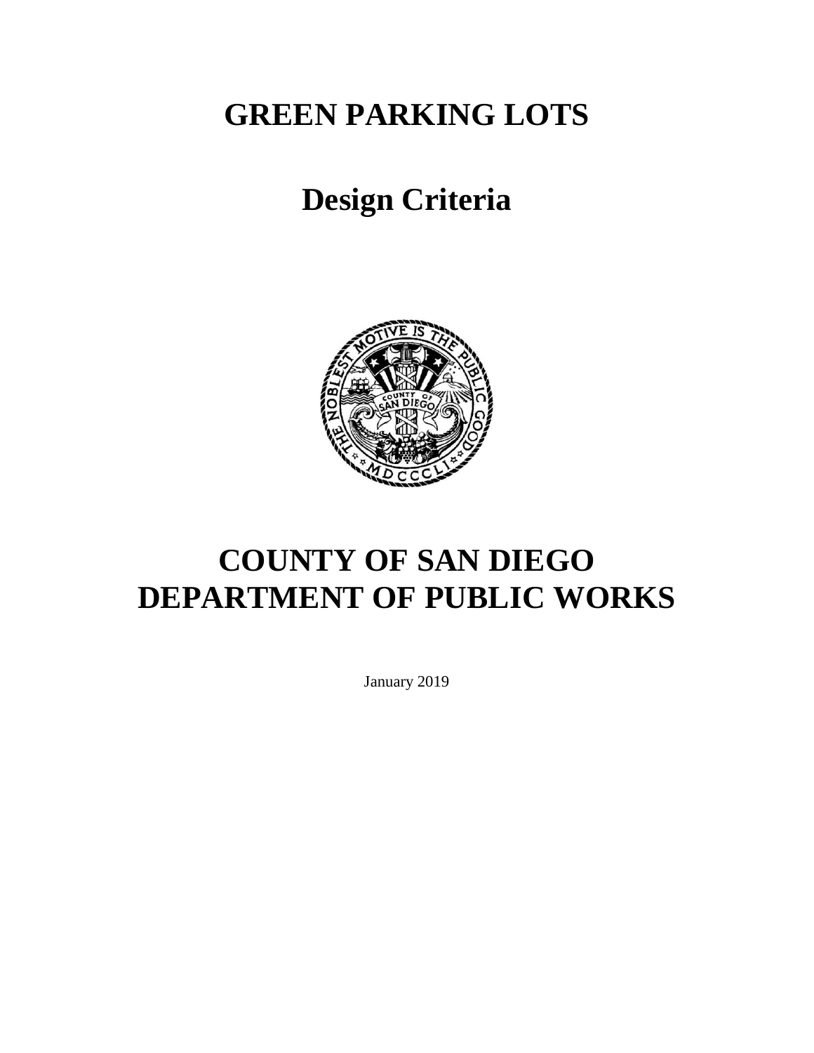# GREEN PARKING LOTS

# Design Criteria

# COUNTY OF SAN DIEGO
# DEPARTMENT OF PUBLIC WORKS

January 2019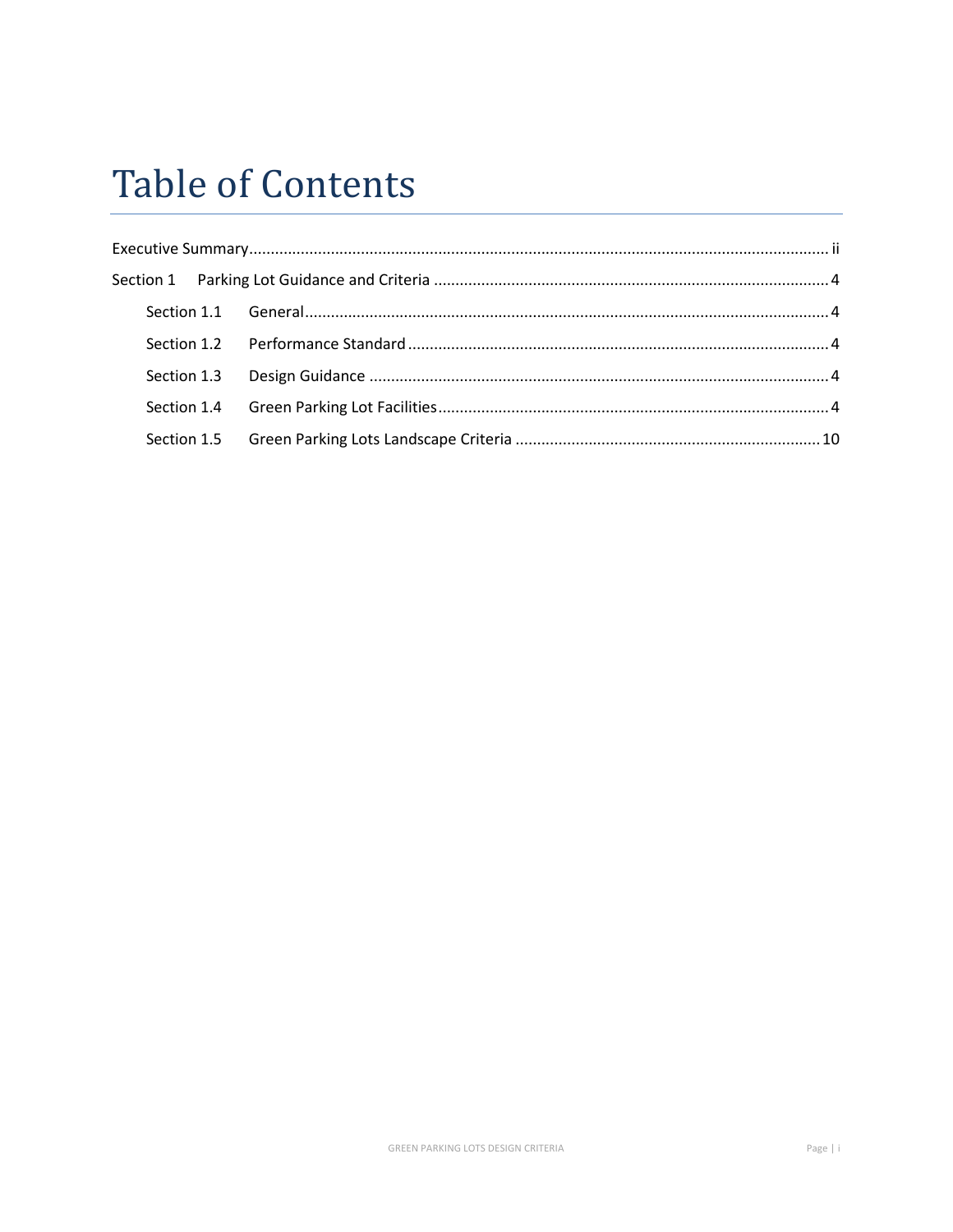# Table of Contents

Executive Summary ..... ii

Section 1 Parking Lot Guidance and Criteria ..... 4

- Section 1.1 General ..... 4
- Section 1.2 Performance Standard ..... 4
- Section 1.3 Design Guidance ..... 4
- Section 1.4 Green Parking Lot Facilities ..... 4
- Section 1.5 Green Parking Lots Landscape Criteria ..... 10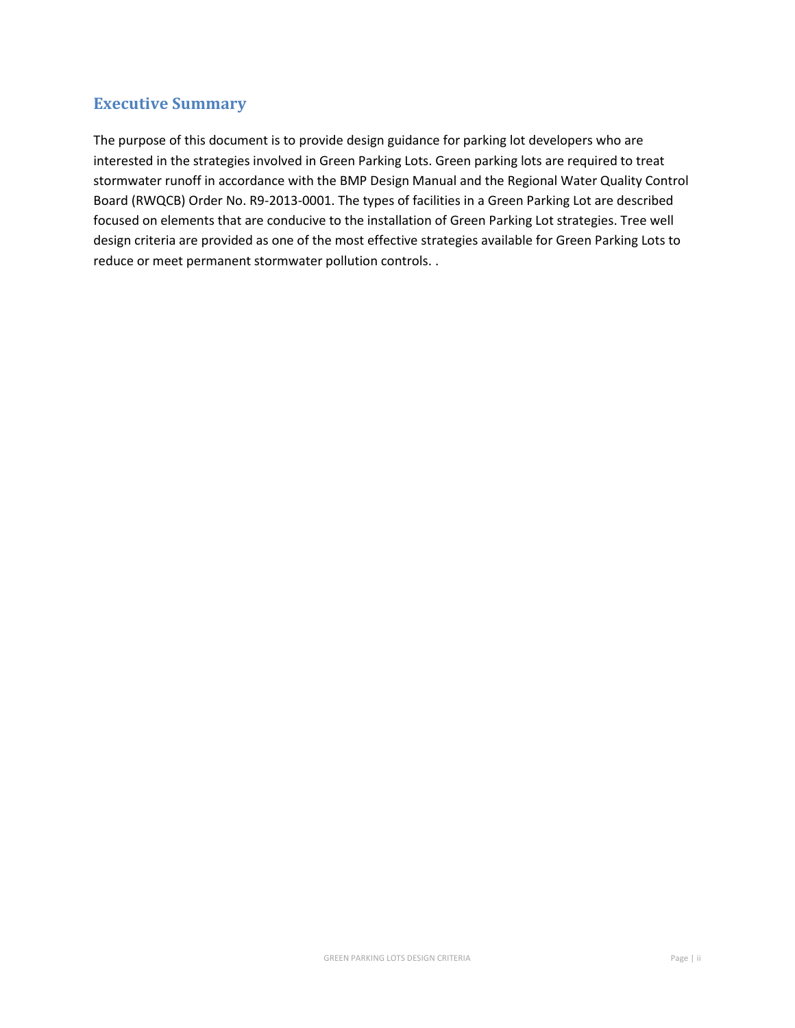# Executive Summary

The purpose of this document is to provide design guidance for parking lot developers who are interested in the strategies involved in Green Parking Lots. Green parking lots are required to treat stormwater runoff in accordance with the BMP Design Manual and the Regional Water Quality Control Board (RWQCB) Order No. R9-2013-0001. The types of facilities in a Green Parking Lot are described focused on elements that are conducive to the installation of Green Parking Lot strategies. Tree well design criteria are provided as one of the most effective strategies available for Green Parking Lots to reduce or meet permanent stormwater pollution controls. .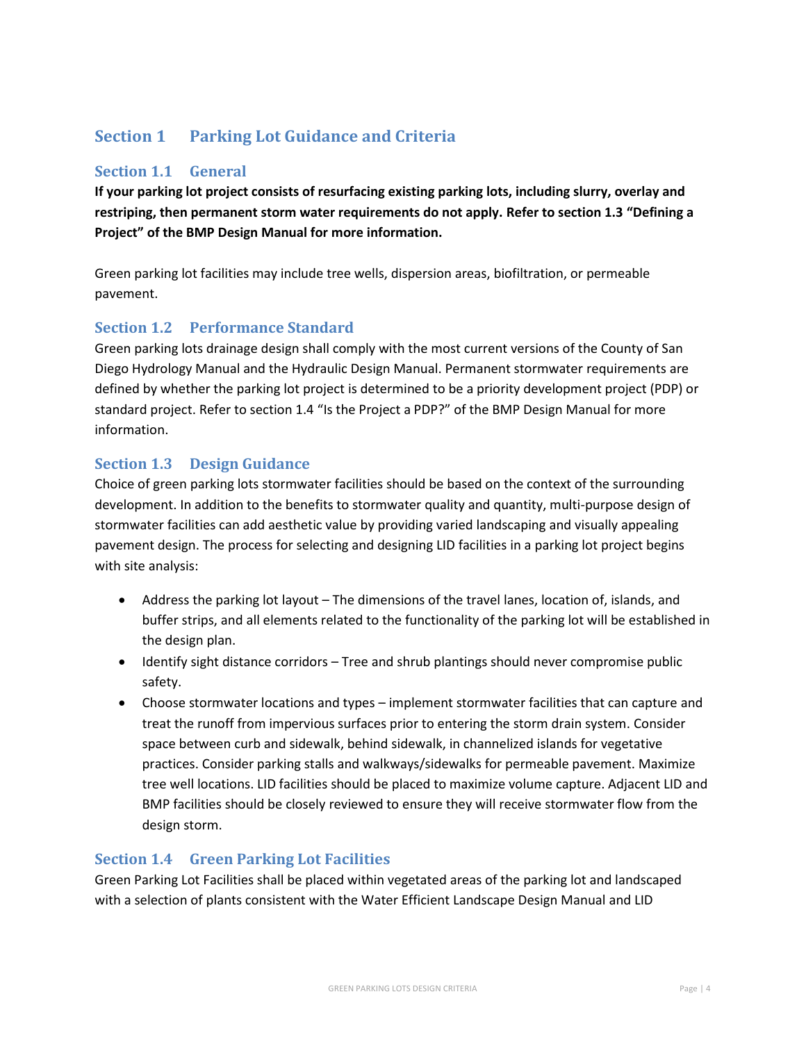# Section 1 Parking Lot Guidance and Criteria

## Section 1.1 General

**If your parking lot project consists of resurfacing existing parking lots, including slurry, overlay and restriping, then permanent storm water requirements do not apply. Refer to section 1.3 "Defining a Project" of the BMP Design Manual for more information.**

Green parking lot facilities may include tree wells, dispersion areas, biofiltration, or permeable pavement.

## Section 1.2 Performance Standard

Green parking lots drainage design shall comply with the most current versions of the County of San Diego Hydrology Manual and the Hydraulic Design Manual. Permanent stormwater requirements are defined by whether the parking lot project is determined to be a priority development project (PDP) or standard project. Refer to section 1.4 "Is the Project a PDP?" of the BMP Design Manual for more information.

## Section 1.3 Design Guidance

Choice of green parking lots stormwater facilities should be based on the context of the surrounding development. In addition to the benefits to stormwater quality and quantity, multi-purpose design of stormwater facilities can add aesthetic value by providing varied landscaping and visually appealing pavement design. The process for selecting and designing LID facilities in a parking lot project begins with site analysis:

- Address the parking lot layout – The dimensions of the travel lanes, location of, islands, and buffer strips, and all elements related to the functionality of the parking lot will be established in the design plan.
- Identify sight distance corridors – Tree and shrub plantings should never compromise public safety.
- Choose stormwater locations and types – implement stormwater facilities that can capture and treat the runoff from impervious surfaces prior to entering the storm drain system. Consider space between curb and sidewalk, behind sidewalk, in channelized islands for vegetative practices. Consider parking stalls and walkways/sidewalks for permeable pavement. Maximize tree well locations. LID facilities should be placed to maximize volume capture. Adjacent LID and BMP facilities should be closely reviewed to ensure they will receive stormwater flow from the design storm.

## Section 1.4 Green Parking Lot Facilities

Green Parking Lot Facilities shall be placed within vegetated areas of the parking lot and landscaped with a selection of plants consistent with the Water Efficient Landscape Design Manual and LID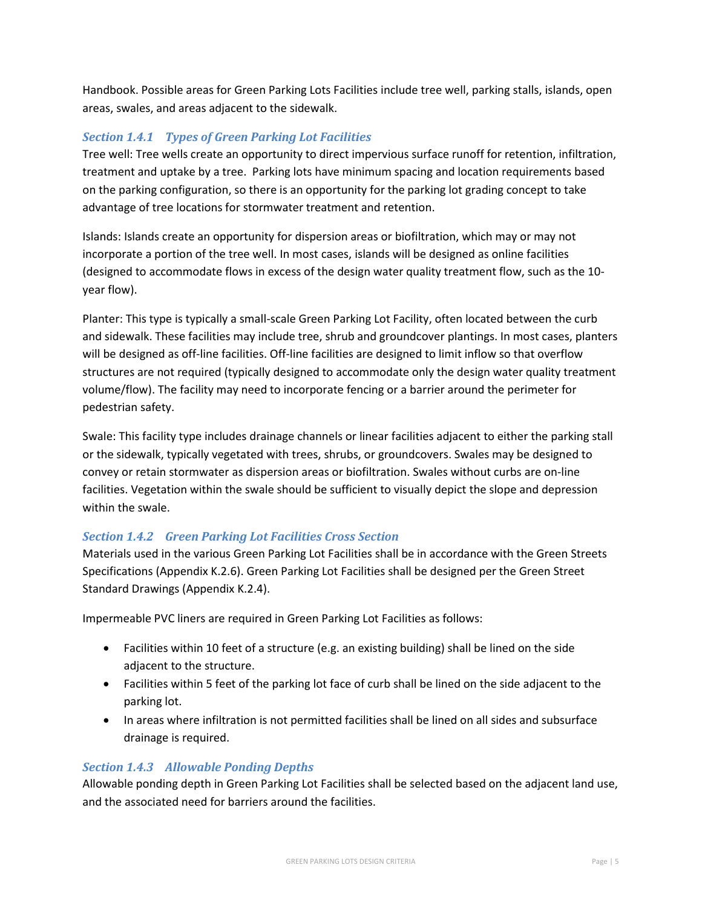Handbook. Possible areas for Green Parking Lots Facilities include tree well, parking stalls, islands, open areas, swales, and areas adjacent to the sidewalk.

### *Section 1.4.1 Types of Green Parking Lot Facilities*

Tree well: Tree wells create an opportunity to direct impervious surface runoff for retention, infiltration, treatment and uptake by a tree. Parking lots have minimum spacing and location requirements based on the parking configuration, so there is an opportunity for the parking lot grading concept to take advantage of tree locations for stormwater treatment and retention.

Islands: Islands create an opportunity for dispersion areas or biofiltration, which may or may not incorporate a portion of the tree well. In most cases, islands will be designed as online facilities (designed to accommodate flows in excess of the design water quality treatment flow, such as the 10-year flow).

Planter: This type is typically a small-scale Green Parking Lot Facility, often located between the curb and sidewalk. These facilities may include tree, shrub and groundcover plantings. In most cases, planters will be designed as off-line facilities. Off-line facilities are designed to limit inflow so that overflow structures are not required (typically designed to accommodate only the design water quality treatment volume/flow). The facility may need to incorporate fencing or a barrier around the perimeter for pedestrian safety.

Swale: This facility type includes drainage channels or linear facilities adjacent to either the parking stall or the sidewalk, typically vegetated with trees, shrubs, or groundcovers. Swales may be designed to convey or retain stormwater as dispersion areas or biofiltration. Swales without curbs are on-line facilities. Vegetation within the swale should be sufficient to visually depict the slope and depression within the swale.

### *Section 1.4.2 Green Parking Lot Facilities Cross Section*

Materials used in the various Green Parking Lot Facilities shall be in accordance with the Green Streets Specifications (Appendix K.2.6). Green Parking Lot Facilities shall be designed per the Green Street Standard Drawings (Appendix K.2.4).

Impermeable PVC liners are required in Green Parking Lot Facilities as follows:

- Facilities within 10 feet of a structure (e.g. an existing building) shall be lined on the side adjacent to the structure.
- Facilities within 5 feet of the parking lot face of curb shall be lined on the side adjacent to the parking lot.
- In areas where infiltration is not permitted facilities shall be lined on all sides and subsurface drainage is required.

### *Section 1.4.3 Allowable Ponding Depths*

Allowable ponding depth in Green Parking Lot Facilities shall be selected based on the adjacent land use, and the associated need for barriers around the facilities.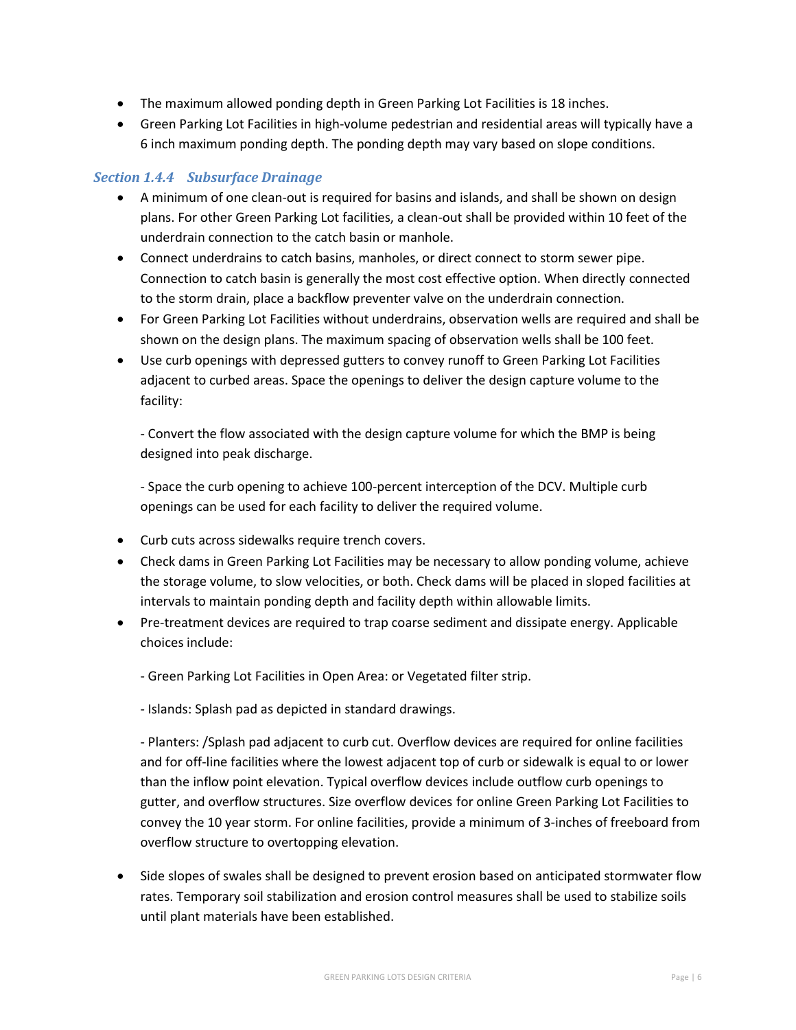- The maximum allowed ponding depth in Green Parking Lot Facilities is 18 inches.
- Green Parking Lot Facilities in high-volume pedestrian and residential areas will typically have a 6 inch maximum ponding depth. The ponding depth may vary based on slope conditions.

### *Section 1.4.4 Subsurface Drainage*

- A minimum of one clean-out is required for basins and islands, and shall be shown on design plans. For other Green Parking Lot facilities, a clean-out shall be provided within 10 feet of the underdrain connection to the catch basin or manhole.
- Connect underdrains to catch basins, manholes, or direct connect to storm sewer pipe. Connection to catch basin is generally the most cost effective option. When directly connected to the storm drain, place a backflow preventer valve on the underdrain connection.
- For Green Parking Lot Facilities without underdrains, observation wells are required and shall be shown on the design plans. The maximum spacing of observation wells shall be 100 feet.
- Use curb openings with depressed gutters to convey runoff to Green Parking Lot Facilities adjacent to curbed areas. Space the openings to deliver the design capture volume to the facility:

  - Convert the flow associated with the design capture volume for which the BMP is being designed into peak discharge.

  - Space the curb opening to achieve 100-percent interception of the DCV. Multiple curb openings can be used for each facility to deliver the required volume.

- Curb cuts across sidewalks require trench covers.
- Check dams in Green Parking Lot Facilities may be necessary to allow ponding volume, achieve the storage volume, to slow velocities, or both. Check dams will be placed in sloped facilities at intervals to maintain ponding depth and facility depth within allowable limits.
- Pre-treatment devices are required to trap coarse sediment and dissipate energy. Applicable choices include:

  - Green Parking Lot Facilities in Open Area: or Vegetated filter strip.

  - Islands: Splash pad as depicted in standard drawings.

  - Planters: /Splash pad adjacent to curb cut. Overflow devices are required for online facilities and for off-line facilities where the lowest adjacent top of curb or sidewalk is equal to or lower than the inflow point elevation. Typical overflow devices include outflow curb openings to gutter, and overflow structures. Size overflow devices for online Green Parking Lot Facilities to convey the 10 year storm. For online facilities, provide a minimum of 3-inches of freeboard from overflow structure to overtopping elevation.

- Side slopes of swales shall be designed to prevent erosion based on anticipated stormwater flow rates. Temporary soil stabilization and erosion control measures shall be used to stabilize soils until plant materials have been established.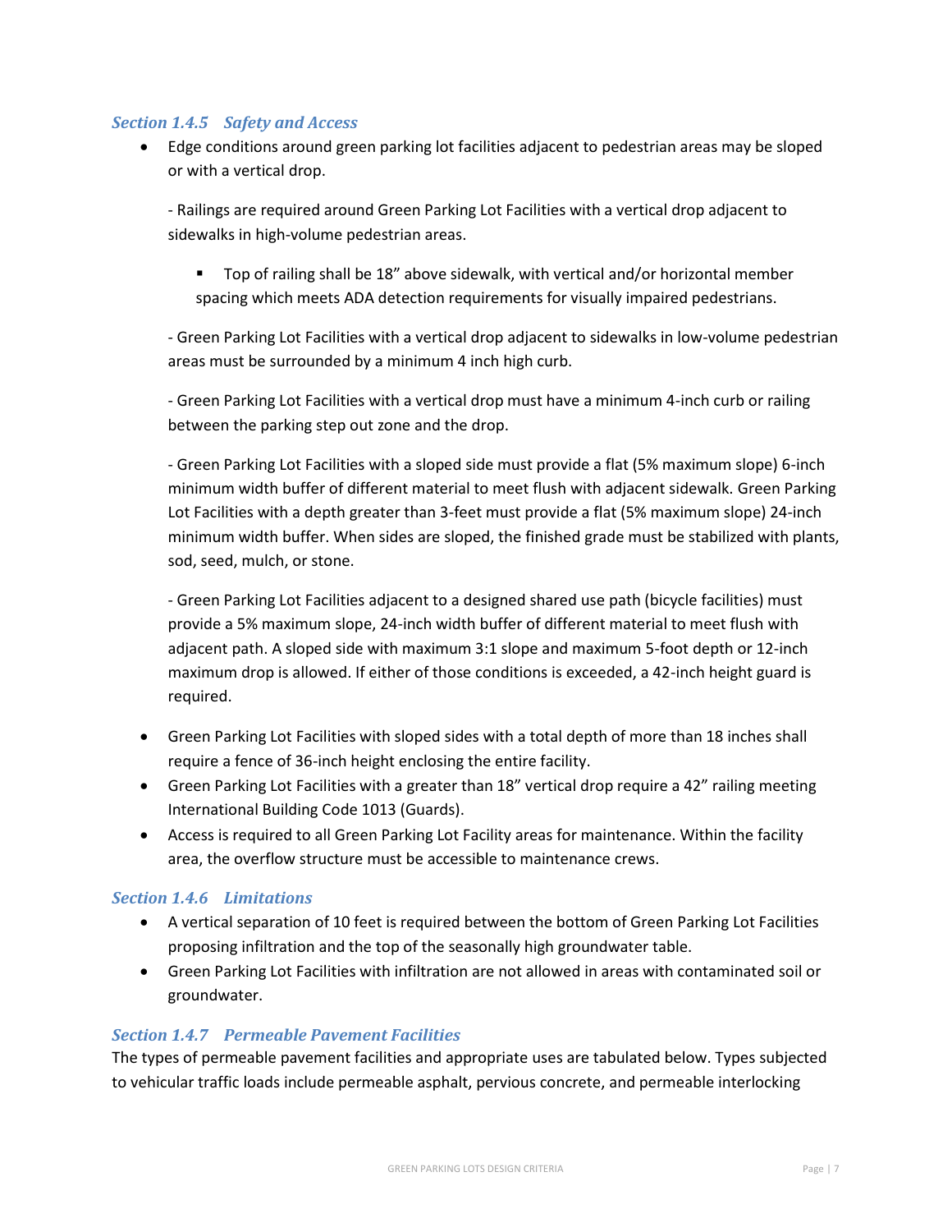### *Section 1.4.5 Safety and Access*

- Edge conditions around green parking lot facilities adjacent to pedestrian areas may be sloped or with a vertical drop.

  - Railings are required around Green Parking Lot Facilities with a vertical drop adjacent to sidewalks in high-volume pedestrian areas.

    - Top of railing shall be 18" above sidewalk, with vertical and/or horizontal member spacing which meets ADA detection requirements for visually impaired pedestrians.

  - Green Parking Lot Facilities with a vertical drop adjacent to sidewalks in low-volume pedestrian areas must be surrounded by a minimum 4 inch high curb.

  - Green Parking Lot Facilities with a vertical drop must have a minimum 4-inch curb or railing between the parking step out zone and the drop.

  - Green Parking Lot Facilities with a sloped side must provide a flat (5% maximum slope) 6-inch minimum width buffer of different material to meet flush with adjacent sidewalk. Green Parking Lot Facilities with a depth greater than 3-feet must provide a flat (5% maximum slope) 24-inch minimum width buffer. When sides are sloped, the finished grade must be stabilized with plants, sod, seed, mulch, or stone.

  - Green Parking Lot Facilities adjacent to a designed shared use path (bicycle facilities) must provide a 5% maximum slope, 24-inch width buffer of different material to meet flush with adjacent path. A sloped side with maximum 3:1 slope and maximum 5-foot depth or 12-inch maximum drop is allowed. If either of those conditions is exceeded, a 42-inch height guard is required.

- Green Parking Lot Facilities with sloped sides with a total depth of more than 18 inches shall require a fence of 36-inch height enclosing the entire facility.
- Green Parking Lot Facilities with a greater than 18" vertical drop require a 42" railing meeting International Building Code 1013 (Guards).
- Access is required to all Green Parking Lot Facility areas for maintenance. Within the facility area, the overflow structure must be accessible to maintenance crews.

### *Section 1.4.6 Limitations*

- A vertical separation of 10 feet is required between the bottom of Green Parking Lot Facilities proposing infiltration and the top of the seasonally high groundwater table.
- Green Parking Lot Facilities with infiltration are not allowed in areas with contaminated soil or groundwater.

### *Section 1.4.7 Permeable Pavement Facilities*

The types of permeable pavement facilities and appropriate uses are tabulated below. Types subjected to vehicular traffic loads include permeable asphalt, pervious concrete, and permeable interlocking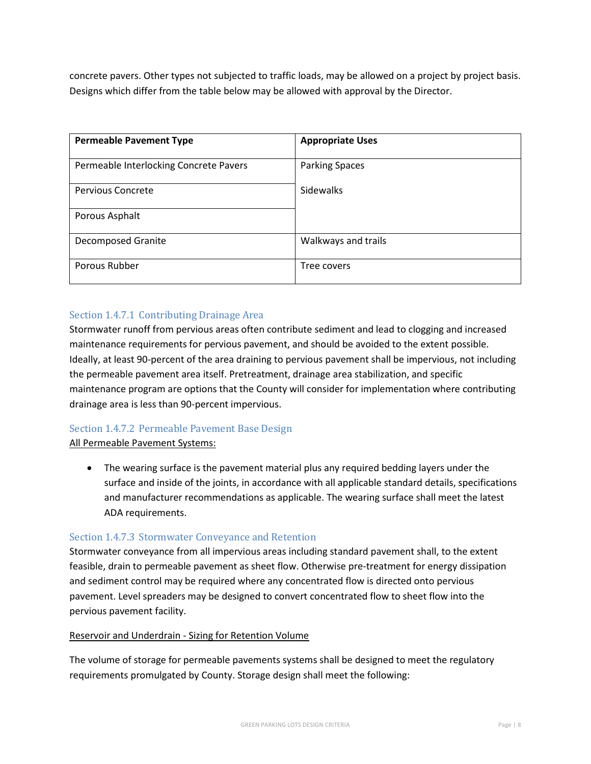concrete pavers. Other types not subjected to traffic loads, may be allowed on a project by project basis. Designs which differ from the table below may be allowed with approval by the Director.

| Permeable Pavement Type | Appropriate Uses |
| --- | --- |
| Permeable Interlocking Concrete Pavers | Parking Spaces<br>Sidewalks |
| Pervious Concrete | |
| Porous Asphalt | |
| Decomposed Granite | Walkways and trails |
| Porous Rubber | Tree covers |

### Section 1.4.7.1 Contributing Drainage Area

Stormwater runoff from pervious areas often contribute sediment and lead to clogging and increased maintenance requirements for pervious pavement, and should be avoided to the extent possible. Ideally, at least 90-percent of the area draining to pervious pavement shall be impervious, not including the permeable pavement area itself. Pretreatment, drainage area stabilization, and specific maintenance program are options that the County will consider for implementation where contributing drainage area is less than 90-percent impervious.

### Section 1.4.7.2 Permeable Pavement Base Design

<u>All Permeable Pavement Systems:</u>

- The wearing surface is the pavement material plus any required bedding layers under the surface and inside of the joints, in accordance with all applicable standard details, specifications and manufacturer recommendations as applicable. The wearing surface shall meet the latest ADA requirements.

### Section 1.4.7.3 Stormwater Conveyance and Retention

Stormwater conveyance from all impervious areas including standard pavement shall, to the extent feasible, drain to permeable pavement as sheet flow. Otherwise pre-treatment for energy dissipation and sediment control may be required where any concentrated flow is directed onto pervious pavement. Level spreaders may be designed to convert concentrated flow to sheet flow into the pervious pavement facility.

<u>Reservoir and Underdrain - Sizing for Retention Volume</u>

The volume of storage for permeable pavements systems shall be designed to meet the regulatory requirements promulgated by County. Storage design shall meet the following: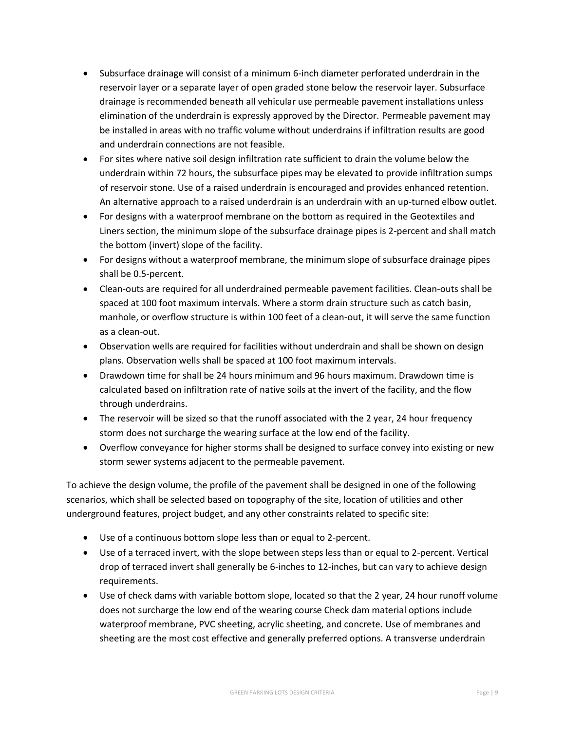- Subsurface drainage will consist of a minimum 6-inch diameter perforated underdrain in the reservoir layer or a separate layer of open graded stone below the reservoir layer. Subsurface drainage is recommended beneath all vehicular use permeable pavement installations unless elimination of the underdrain is expressly approved by the Director. Permeable pavement may be installed in areas with no traffic volume without underdrains if infiltration results are good and underdrain connections are not feasible.
- For sites where native soil design infiltration rate sufficient to drain the volume below the underdrain within 72 hours, the subsurface pipes may be elevated to provide infiltration sumps of reservoir stone. Use of a raised underdrain is encouraged and provides enhanced retention. An alternative approach to a raised underdrain is an underdrain with an up-turned elbow outlet.
- For designs with a waterproof membrane on the bottom as required in the Geotextiles and Liners section, the minimum slope of the subsurface drainage pipes is 2-percent and shall match the bottom (invert) slope of the facility.
- For designs without a waterproof membrane, the minimum slope of subsurface drainage pipes shall be 0.5-percent.
- Clean-outs are required for all underdrained permeable pavement facilities. Clean-outs shall be spaced at 100 foot maximum intervals. Where a storm drain structure such as catch basin, manhole, or overflow structure is within 100 feet of a clean-out, it will serve the same function as a clean-out.
- Observation wells are required for facilities without underdrain and shall be shown on design plans. Observation wells shall be spaced at 100 foot maximum intervals.
- Drawdown time for shall be 24 hours minimum and 96 hours maximum. Drawdown time is calculated based on infiltration rate of native soils at the invert of the facility, and the flow through underdrains.
- The reservoir will be sized so that the runoff associated with the 2 year, 24 hour frequency storm does not surcharge the wearing surface at the low end of the facility.
- Overflow conveyance for higher storms shall be designed to surface convey into existing or new storm sewer systems adjacent to the permeable pavement.

To achieve the design volume, the profile of the pavement shall be designed in one of the following scenarios, which shall be selected based on topography of the site, location of utilities and other underground features, project budget, and any other constraints related to specific site:

- Use of a continuous bottom slope less than or equal to 2-percent.
- Use of a terraced invert, with the slope between steps less than or equal to 2-percent. Vertical drop of terraced invert shall generally be 6-inches to 12-inches, but can vary to achieve design requirements.
- Use of check dams with variable bottom slope, located so that the 2 year, 24 hour runoff volume does not surcharge the low end of the wearing course Check dam material options include waterproof membrane, PVC sheeting, acrylic sheeting, and concrete. Use of membranes and sheeting are the most cost effective and generally preferred options. A transverse underdrain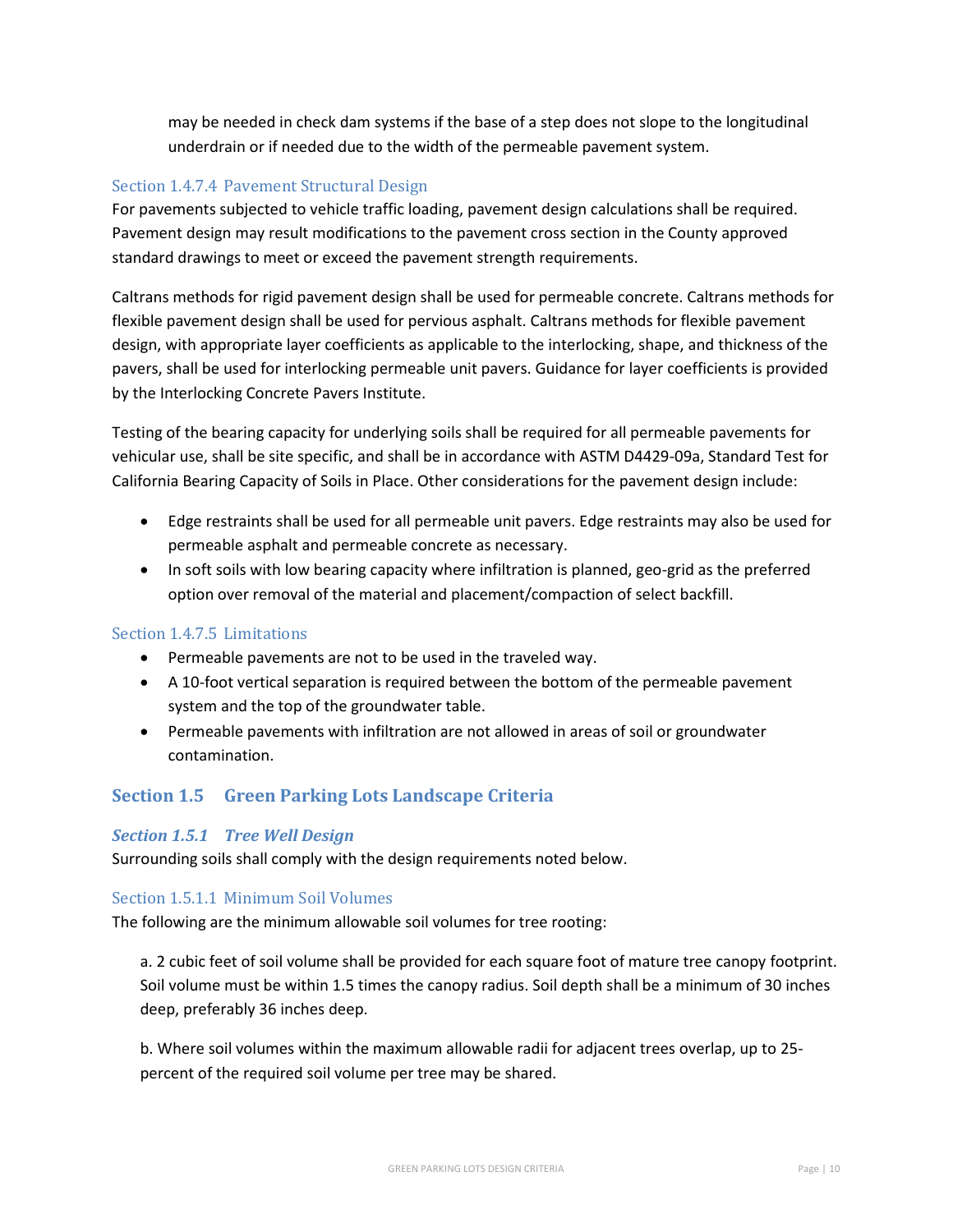may be needed in check dam systems if the base of a step does not slope to the longitudinal underdrain or if needed due to the width of the permeable pavement system.

#### Section 1.4.7.4 Pavement Structural Design

For pavements subjected to vehicle traffic loading, pavement design calculations shall be required. Pavement design may result modifications to the pavement cross section in the County approved standard drawings to meet or exceed the pavement strength requirements.

Caltrans methods for rigid pavement design shall be used for permeable concrete. Caltrans methods for flexible pavement design shall be used for pervious asphalt. Caltrans methods for flexible pavement design, with appropriate layer coefficients as applicable to the interlocking, shape, and thickness of the pavers, shall be used for interlocking permeable unit pavers. Guidance for layer coefficients is provided by the Interlocking Concrete Pavers Institute.

Testing of the bearing capacity for underlying soils shall be required for all permeable pavements for vehicular use, shall be site specific, and shall be in accordance with ASTM D4429-09a, Standard Test for California Bearing Capacity of Soils in Place. Other considerations for the pavement design include:

- Edge restraints shall be used for all permeable unit pavers. Edge restraints may also be used for permeable asphalt and permeable concrete as necessary.
- In soft soils with low bearing capacity where infiltration is planned, geo-grid as the preferred option over removal of the material and placement/compaction of select backfill.

#### Section 1.4.7.5 Limitations

- Permeable pavements are not to be used in the traveled way.
- A 10-foot vertical separation is required between the bottom of the permeable pavement system and the top of the groundwater table.
- Permeable pavements with infiltration are not allowed in areas of soil or groundwater contamination.

## Section 1.5 Green Parking Lots Landscape Criteria

### *Section 1.5.1 Tree Well Design*

Surrounding soils shall comply with the design requirements noted below.

#### Section 1.5.1.1 Minimum Soil Volumes

The following are the minimum allowable soil volumes for tree rooting:

a. 2 cubic feet of soil volume shall be provided for each square foot of mature tree canopy footprint. Soil volume must be within 1.5 times the canopy radius. Soil depth shall be a minimum of 30 inches deep, preferably 36 inches deep.

b. Where soil volumes within the maximum allowable radii for adjacent trees overlap, up to 25-percent of the required soil volume per tree may be shared.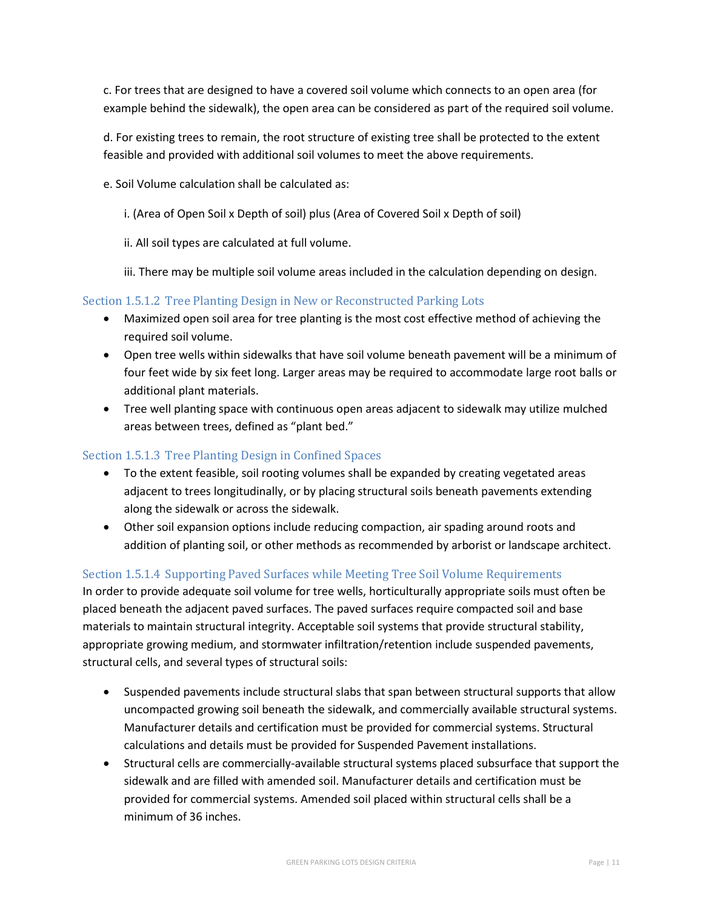c. For trees that are designed to have a covered soil volume which connects to an open area (for example behind the sidewalk), the open area can be considered as part of the required soil volume.

d. For existing trees to remain, the root structure of existing tree shall be protected to the extent feasible and provided with additional soil volumes to meet the above requirements.

e. Soil Volume calculation shall be calculated as:

i. (Area of Open Soil x Depth of soil) plus (Area of Covered Soil x Depth of soil)

ii. All soil types are calculated at full volume.

iii. There may be multiple soil volume areas included in the calculation depending on design.

### Section 1.5.1.2 Tree Planting Design in New or Reconstructed Parking Lots

- Maximized open soil area for tree planting is the most cost effective method of achieving the required soil volume.
- Open tree wells within sidewalks that have soil volume beneath pavement will be a minimum of four feet wide by six feet long. Larger areas may be required to accommodate large root balls or additional plant materials.
- Tree well planting space with continuous open areas adjacent to sidewalk may utilize mulched areas between trees, defined as "plant bed."

### Section 1.5.1.3 Tree Planting Design in Confined Spaces

- To the extent feasible, soil rooting volumes shall be expanded by creating vegetated areas adjacent to trees longitudinally, or by placing structural soils beneath pavements extending along the sidewalk or across the sidewalk.
- Other soil expansion options include reducing compaction, air spading around roots and addition of planting soil, or other methods as recommended by arborist or landscape architect.

### Section 1.5.1.4 Supporting Paved Surfaces while Meeting Tree Soil Volume Requirements

In order to provide adequate soil volume for tree wells, horticulturally appropriate soils must often be placed beneath the adjacent paved surfaces. The paved surfaces require compacted soil and base materials to maintain structural integrity. Acceptable soil systems that provide structural stability, appropriate growing medium, and stormwater infiltration/retention include suspended pavements, structural cells, and several types of structural soils:

- Suspended pavements include structural slabs that span between structural supports that allow uncompacted growing soil beneath the sidewalk, and commercially available structural systems. Manufacturer details and certification must be provided for commercial systems. Structural calculations and details must be provided for Suspended Pavement installations.
- Structural cells are commercially-available structural systems placed subsurface that support the sidewalk and are filled with amended soil. Manufacturer details and certification must be provided for commercial systems. Amended soil placed within structural cells shall be a minimum of 36 inches.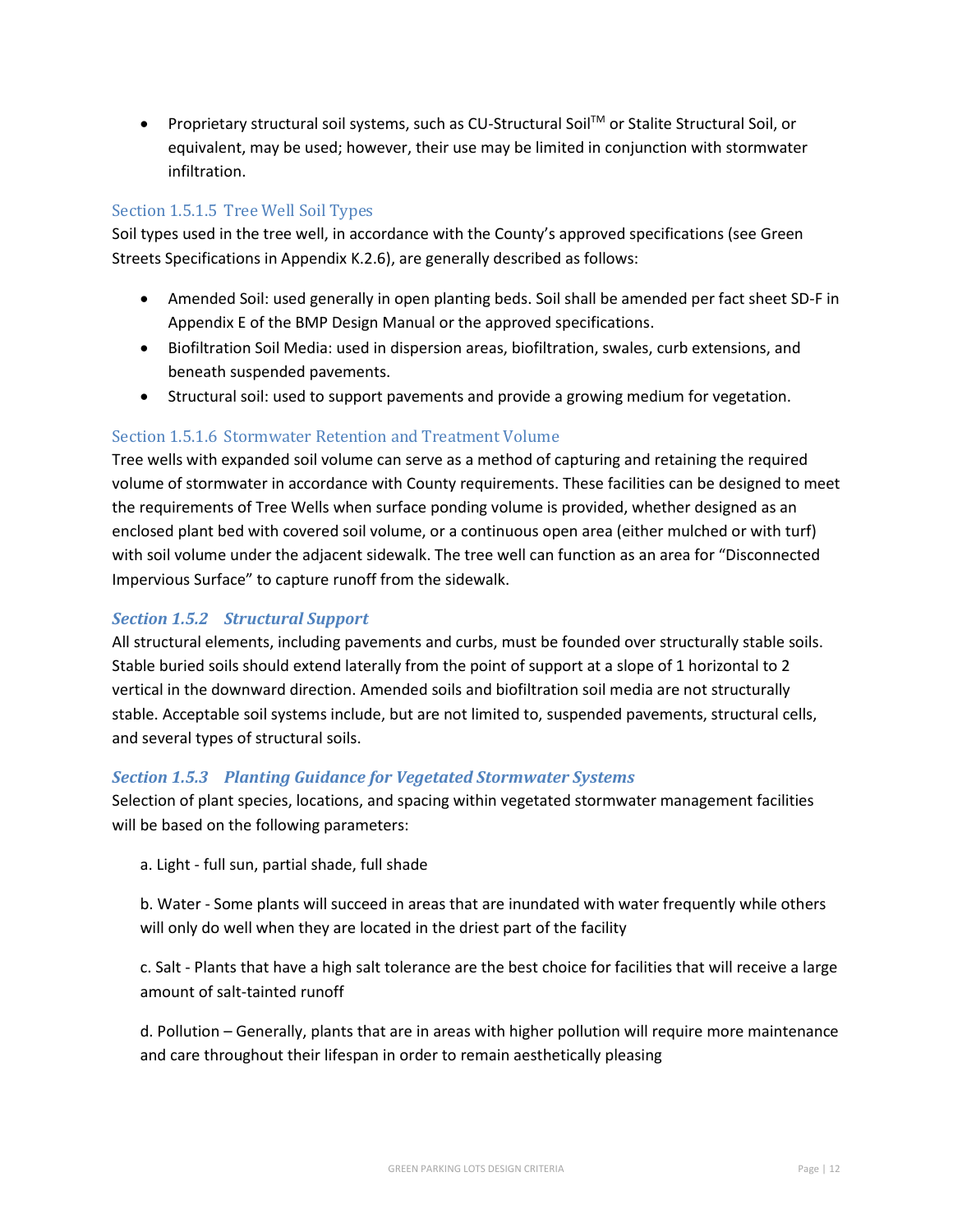- Proprietary structural soil systems, such as CU-Structural Soil™ or Stalite Structural Soil, or equivalent, may be used; however, their use may be limited in conjunction with stormwater infiltration.

#### Section 1.5.1.5 Tree Well Soil Types

Soil types used in the tree well, in accordance with the County's approved specifications (see Green Streets Specifications in Appendix K.2.6), are generally described as follows:

- Amended Soil: used generally in open planting beds. Soil shall be amended per fact sheet SD-F in Appendix E of the BMP Design Manual or the approved specifications.
- Biofiltration Soil Media: used in dispersion areas, biofiltration, swales, curb extensions, and beneath suspended pavements.
- Structural soil: used to support pavements and provide a growing medium for vegetation.

#### Section 1.5.1.6 Stormwater Retention and Treatment Volume

Tree wells with expanded soil volume can serve as a method of capturing and retaining the required volume of stormwater in accordance with County requirements. These facilities can be designed to meet the requirements of Tree Wells when surface ponding volume is provided, whether designed as an enclosed plant bed with covered soil volume, or a continuous open area (either mulched or with turf) with soil volume under the adjacent sidewalk. The tree well can function as an area for "Disconnected Impervious Surface" to capture runoff from the sidewalk.

### *Section 1.5.2 Structural Support*

All structural elements, including pavements and curbs, must be founded over structurally stable soils. Stable buried soils should extend laterally from the point of support at a slope of 1 horizontal to 2 vertical in the downward direction. Amended soils and biofiltration soil media are not structurally stable. Acceptable soil systems include, but are not limited to, suspended pavements, structural cells, and several types of structural soils.

### *Section 1.5.3 Planting Guidance for Vegetated Stormwater Systems*

Selection of plant species, locations, and spacing within vegetated stormwater management facilities will be based on the following parameters:

a. Light - full sun, partial shade, full shade

b. Water - Some plants will succeed in areas that are inundated with water frequently while others will only do well when they are located in the driest part of the facility

c. Salt - Plants that have a high salt tolerance are the best choice for facilities that will receive a large amount of salt-tainted runoff

d. Pollution – Generally, plants that are in areas with higher pollution will require more maintenance and care throughout their lifespan in order to remain aesthetically pleasing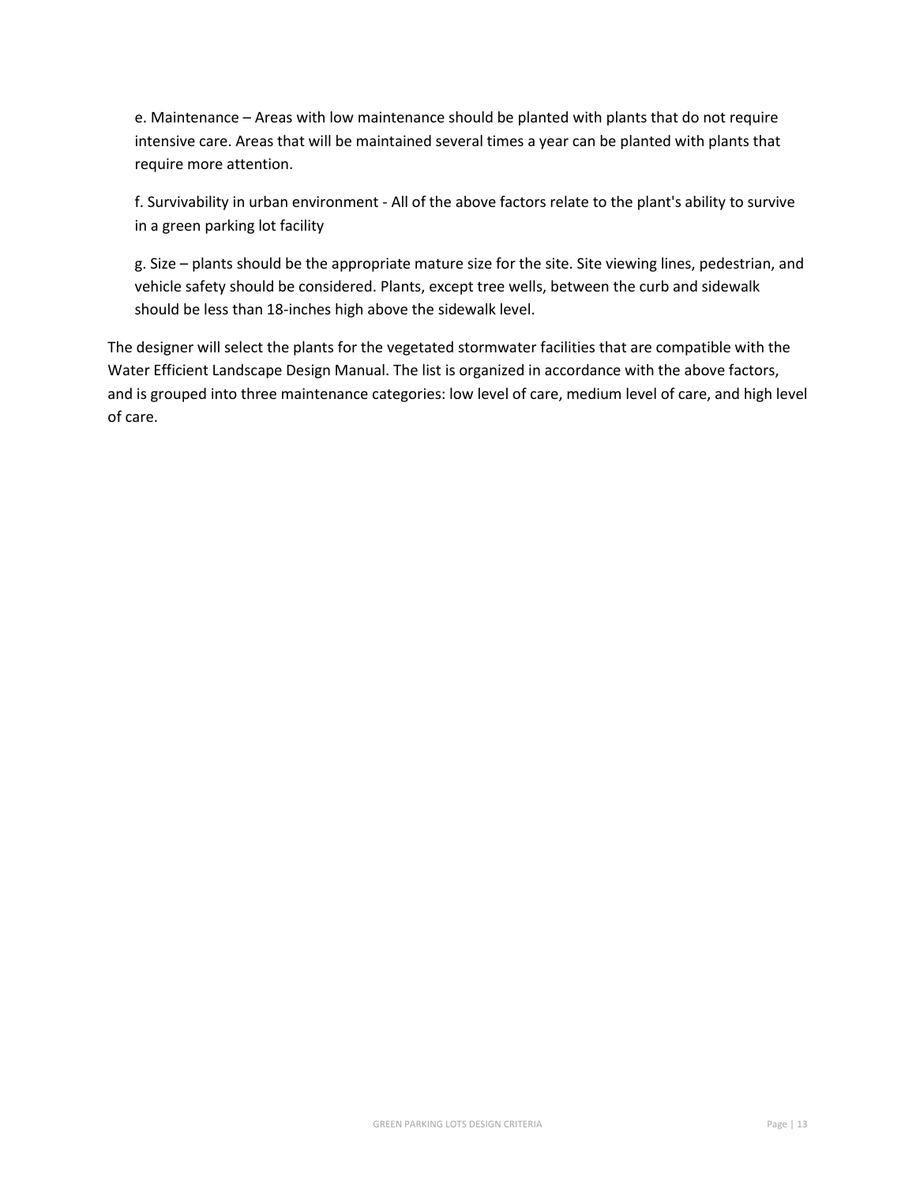e. Maintenance – Areas with low maintenance should be planted with plants that do not require intensive care. Areas that will be maintained several times a year can be planted with plants that require more attention.

f. Survivability in urban environment - All of the above factors relate to the plant's ability to survive in a green parking lot facility

g. Size – plants should be the appropriate mature size for the site. Site viewing lines, pedestrian, and vehicle safety should be considered. Plants, except tree wells, between the curb and sidewalk should be less than 18-inches high above the sidewalk level.

The designer will select the plants for the vegetated stormwater facilities that are compatible with the Water Efficient Landscape Design Manual. The list is organized in accordance with the above factors, and is grouped into three maintenance categories: low level of care, medium level of care, and high level of care.